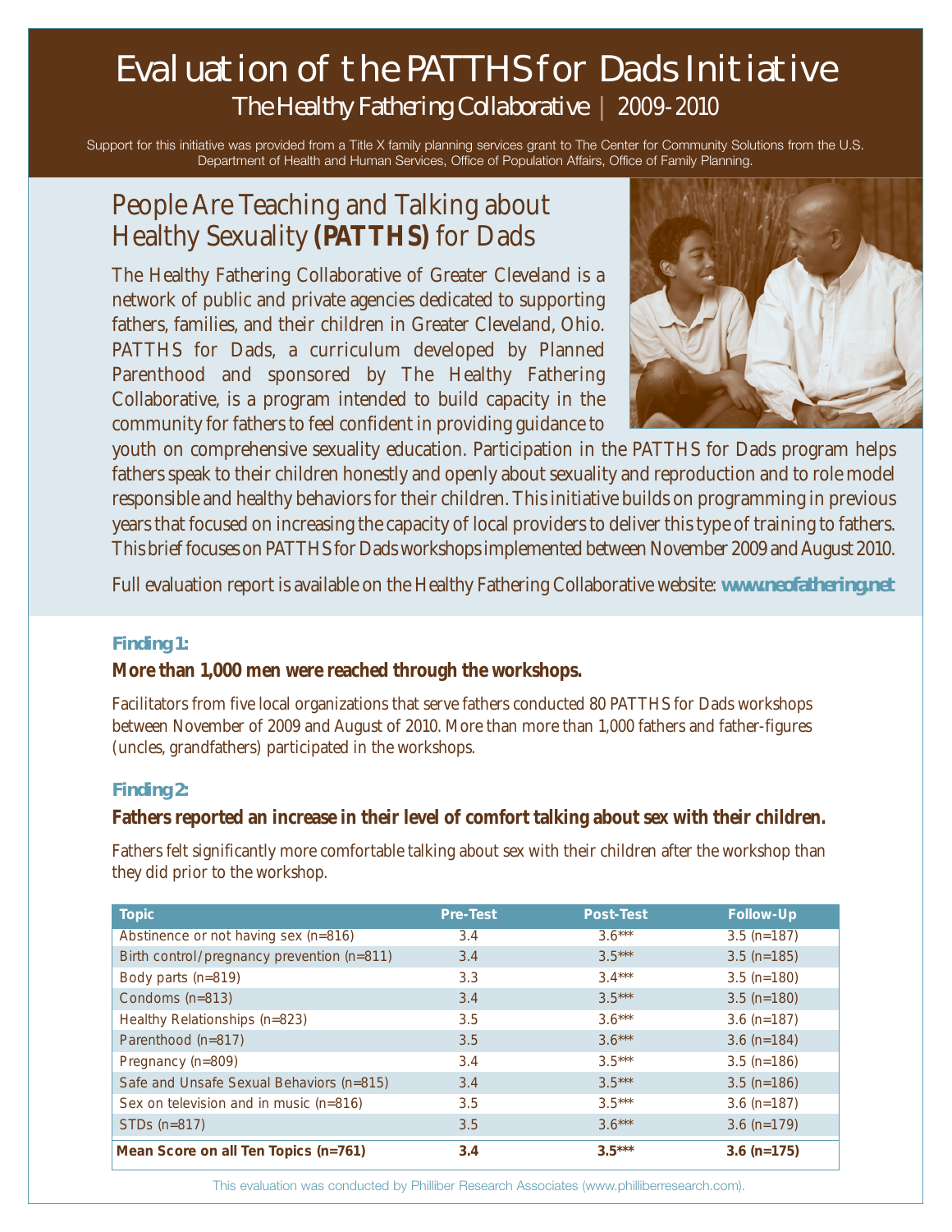# Evaluation of the PATTHS for Dads Initiative

## The Healthy Fathering Collaborative | 2009-2010

Support for this initiative was provided from a Title X family planning services grant to The Center for Community Solutions from the U.S. Department of Health and Human Services, Office of Population Affairs, Office of Family Planning.

## People Are Teaching and Talking about Healthy Sexuality **(PATTHS)** for Dads

The Healthy Fathering Collaborative of Greater Cleveland is a network of public and private agencies dedicated to supporting fathers, families, and their children in Greater Cleveland, Ohio. PATTHS for Dads, a curriculum developed by Planned Parenthood and sponsored by The Healthy Fathering Collaborative, is a program intended to build capacity in the community for fathers to feel confident in providing guidance to youth on comprehensive sexuality education. Participation in the PATTHS for Dads program helps fathers speak to their children honestly and openly about sexuality and reproduction and to role model responsible and healthy behaviors for their children. This initiative builds on programming in previous years that focused on increasing the capacity of local providers to deliver this type of training to fathers. This brief focuses on PATTHS for Dads workshops implemented between November 2009 and August 2010.

Full evaluation report is available on the Healthy Fathering Collaborative website: **www.neofathering.net**

### Finding 1:

**More than 1,000 men were reached through the workshops.**

Facilitators from five local organizations that serve fathers conducted 80 PATTHS for Dads workshops between November of 2009 and August of 2010. More than more than 1,000 fathers and father-figures (uncles, grandfathers) participated in the workshops.

### Finding 2:

**Fathers reported an increase in their level of comfort talking about sex with their children.**

Fathers felt significantly more comfortable talking about sex with their children after the workshop than they did prior to the workshop.

| Topic | Pre-Test | Post-Test | Follow-Up |
|---|---|---|---|
| Abstinence or not having sex (n=816) | 3.4 | 3.6*** | 3.5 (n=187) |
| Birth control/pregnancy prevention (n=811) | 3.4 | 3.5*** | 3.5 (n=185) |
| Body parts (n=819) | 3.3 | 3.4*** | 3.5 (n=180) |
| Condoms (n=813) | 3.4 | 3.5*** | 3.5 (n=180) |
| Healthy Relationships (n=823) | 3.5 | 3.6*** | 3.6 (n=187) |
| Parenthood (n=817) | 3.5 | 3.6*** | 3.6 (n=184) |
| Pregnancy (n=809) | 3.4 | 3.5*** | 3.5 (n=186) |
| Safe and Unsafe Sexual Behaviors (n=815) | 3.4 | 3.5*** | 3.5 (n=186) |
| Sex on television and in music (n=816) | 3.5 | 3.5*** | 3.6 (n=187) |
| STDs (n=817) | 3.5 | 3.6*** | 3.6 (n=179) |
| **Mean Score on all Ten Topics (n=761)** | **3.4** | **3.5*****| **3.6 (n=175)** |

This evaluation was conducted by Philliber Research Associates (www.philliberresearch.com).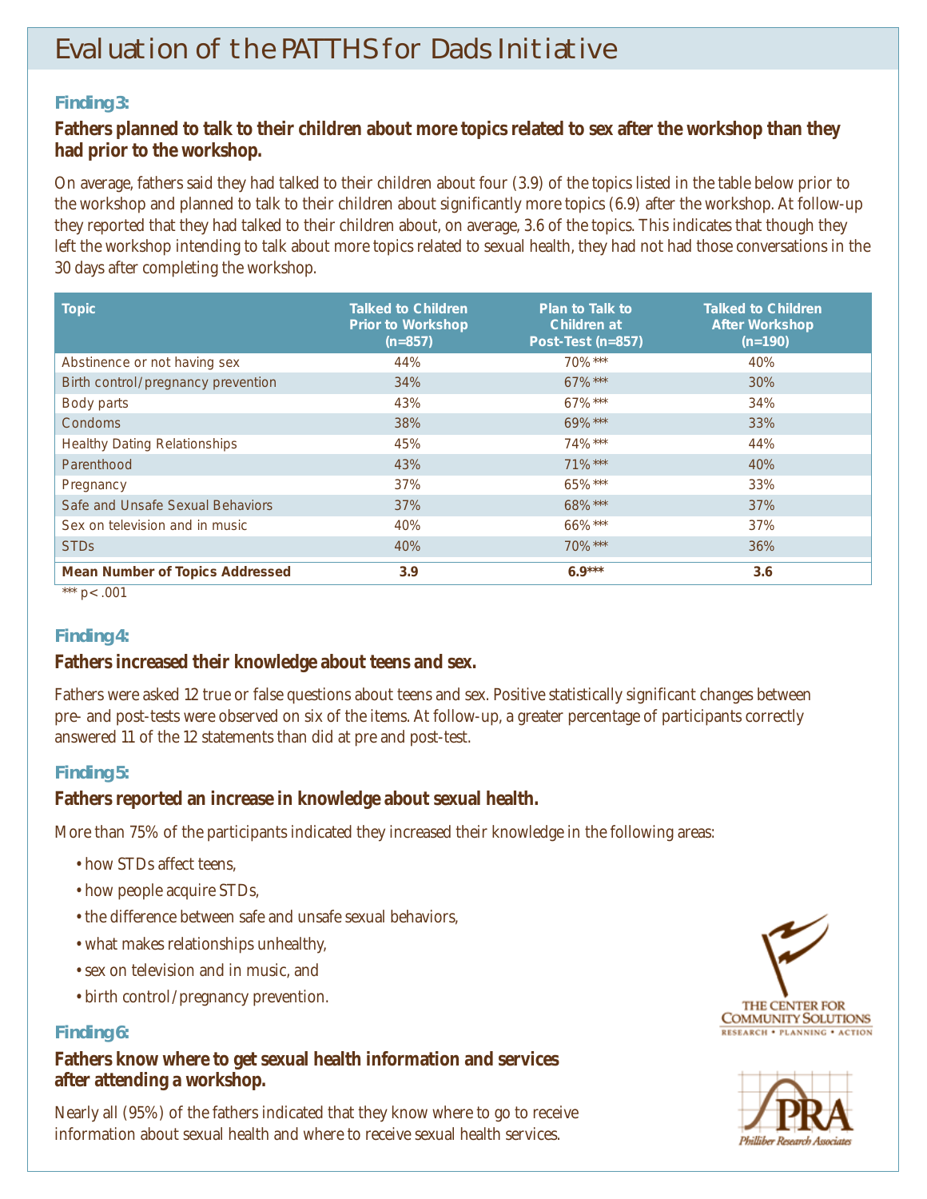# Evaluation of the PATTHS for Dads Initiative

### Finding 3:

**Fathers planned to talk to their children about more topics related to sex after the workshop than they had prior to the workshop.**

On average, fathers said they had talked to their children about four (3.9) of the topics listed in the table below prior to the workshop and planned to talk to their children about significantly more topics (6.9) after the workshop. At follow-up they reported that they had talked to their children about, on average, 3.6 of the topics. This indicates that though they left the workshop intending to talk about more topics related to sexual health, they had not had those conversations in the 30 days after completing the workshop.

| Topic | Talked to Children Prior to Workshop (n=857) | Plan to Talk to Children at Post-Test (n=857) | Talked to Children After Workshop (n=190) |
|---|---|---|---|
| Abstinence or not having sex | 44% | 70% *** | 40% |
| Birth control/pregnancy prevention | 34% | 67% *** | 30% |
| Body parts | 43% | 67% *** | 34% |
| Condoms | 38% | 69% *** | 33% |
| Healthy Dating Relationships | 45% | 74% *** | 44% |
| Parenthood | 43% | 71% *** | 40% |
| Pregnancy | 37% | 65% *** | 33% |
| Safe and Unsafe Sexual Behaviors | 37% | 68% *** | 37% |
| Sex on television and in music | 40% | 66% *** | 37% |
| STDs | 40% | 70% *** | 36% |
| **Mean Number of Topics Addressed** | **3.9** | **6.9*** ** | **3.6** |

*** $p < .001$

### Finding 4:

**Fathers increased their knowledge about teens and sex.**

Fathers were asked 12 true or false questions about teens and sex. Positive statistically significant changes between pre- and post-tests were observed on six of the items. At follow-up, a greater percentage of participants correctly answered 11 of the 12 statements than did at pre and post-test.

### Finding 5:

**Fathers reported an increase in knowledge about sexual health.**

More than 75% of the participants indicated they increased their knowledge in the following areas:

- how STDs affect teens,
- how people acquire STDs,
- the difference between safe and unsafe sexual behaviors,
- what makes relationships unhealthy,
- sex on television and in music, and
- birth control/pregnancy prevention.

### Finding 6:

**Fathers know where to get sexual health information and services after attending a workshop.**

Nearly all (95%) of the fathers indicated that they know where to go to receive information about sexual health and where to receive sexual health services.

THE CENTER FOR COMMUNITY SOLUTIONS
RESEARCH • PLANNING • ACTION

PRA
Philliber Research Associates